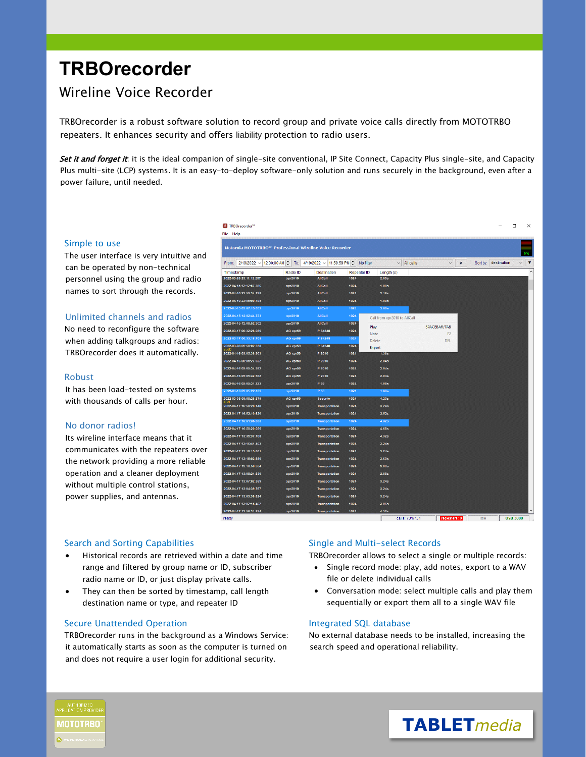# TRBOrecorder

## Wireline Voice Recorder

TRBOrecorder is a robust software solution to record group and private voice calls directly from MOTOTRBO repeaters. It enhances security and offers liability protection to radio users.

***Set it and forget it***: it is the ideal companion of single-site conventional, IP Site Connect, Capacity Plus single-site, and Capacity Plus multi-site (LCP) systems. It is an easy-to-deploy software-only solution and runs securely in the background, even after a power failure, until needed.

### Simple to use

The user interface is very intuitive and can be operated by non-technical personnel using the group and radio names to sort through the records.

### Unlimited channels and radios

No need to reconfigure the software when adding talkgroups and radios: TRBOrecorder does it automatically.

### Robust

It has been load-tested on systems with thousands of calls per hour.

### No donor radios!

Its wireline interface means that it communicates with the repeaters over the network providing a more reliable operation and a cleaner deployment without multiple control stations, power supplies, and antennas.

### Search and Sorting Capabilities

- Historical records are retrieved within a date and time range and filtered by group name or ID, subscriber radio name or ID, or just display private calls.
- They can then be sorted by timestamp, call length destination name or type, and repeater ID

### Secure Unattended Operation

TRBOrecorder runs in the background as a Windows Service: it automatically starts as soon as the computer is turned on and does not require a user login for additional security.

### Single and Multi-select Records

TRBOrecorder allows to select a single or multiple records:

- Single record mode: play, add notes, export to a WAV file or delete individual calls
- Conversation mode: select multiple calls and play them sequentially or export them all to a single WAV file

### Integrated SQL database

No external database needs to be installed, increasing the search speed and operational reliability.

AUTHORIZED APPLICATION PROVIDER MOTOTRBO

TABLETmedia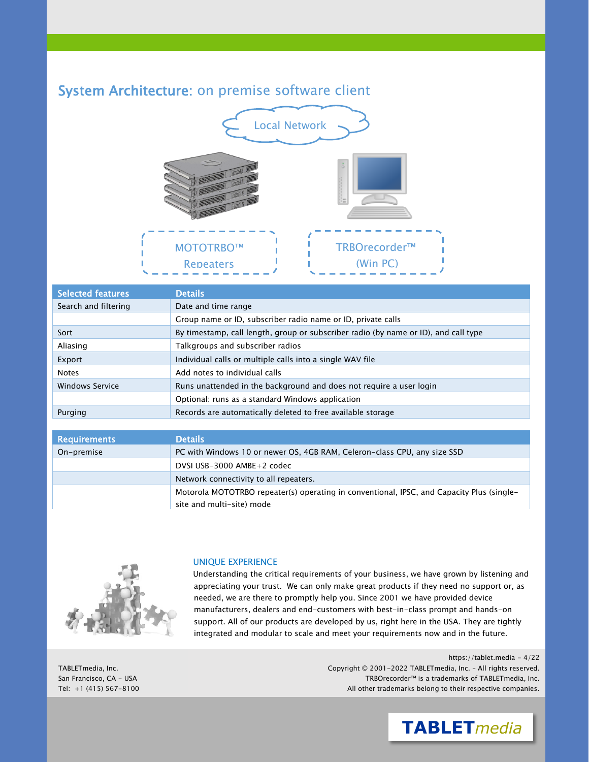## System Architecture: on premise software client

Local Network

MOTOTRBO™
Repeaters

TRBOrecorder™
(Win PC)

| Selected features | Details |
| --- | --- |
| Search and filtering | Date and time range |
| | Group name or ID, subscriber radio name or ID, private calls |
| Sort | By timestamp, call length, group or subscriber radio (by name or ID), and call type |
| Aliasing | Talkgroups and subscriber radios |
| Export | Individual calls or multiple calls into a single WAV file |
| Notes | Add notes to individual calls |
| Windows Service | Runs unattended in the background and does not require a user login |
| | Optional: runs as a standard Windows application |
| Purging | Records are automatically deleted to free available storage |

| Requirements | Details |
| --- | --- |
| On-premise | PC with Windows 10 or newer OS, 4GB RAM, Celeron-class CPU, any size SSD |
| | DVSI USB-3000 AMBE+2 codec |
| | Network connectivity to all repeaters. |
| | Motorola MOTOTRBO repeater(s) operating in conventional, IPSC, and Capacity Plus (single-site and multi-site) mode |

### UNIQUE EXPERIENCE

Understanding the critical requirements of your business, we have grown by listening and appreciating your trust. We can only make great products if they need no support or, as needed, we are there to promptly help you. Since 2001 we have provided device manufacturers, dealers and end-customers with best-in-class prompt and hands-on support. All of our products are developed by us, right here in the USA. They are tightly integrated and modular to scale and meet your requirements now and in the future.

TABLETmedia, Inc.
San Francisco, CA - USA
Tel: +1 (415) 567-8100

https://tablet.media
Copyright © 2001-2022 TABLETmedia, Inc. - All rights reserved.
TRBOrecorder™ is a trademarks of TABLETmedia, Inc.
All other trademarks belong to their respective companies.

TABLETmedia